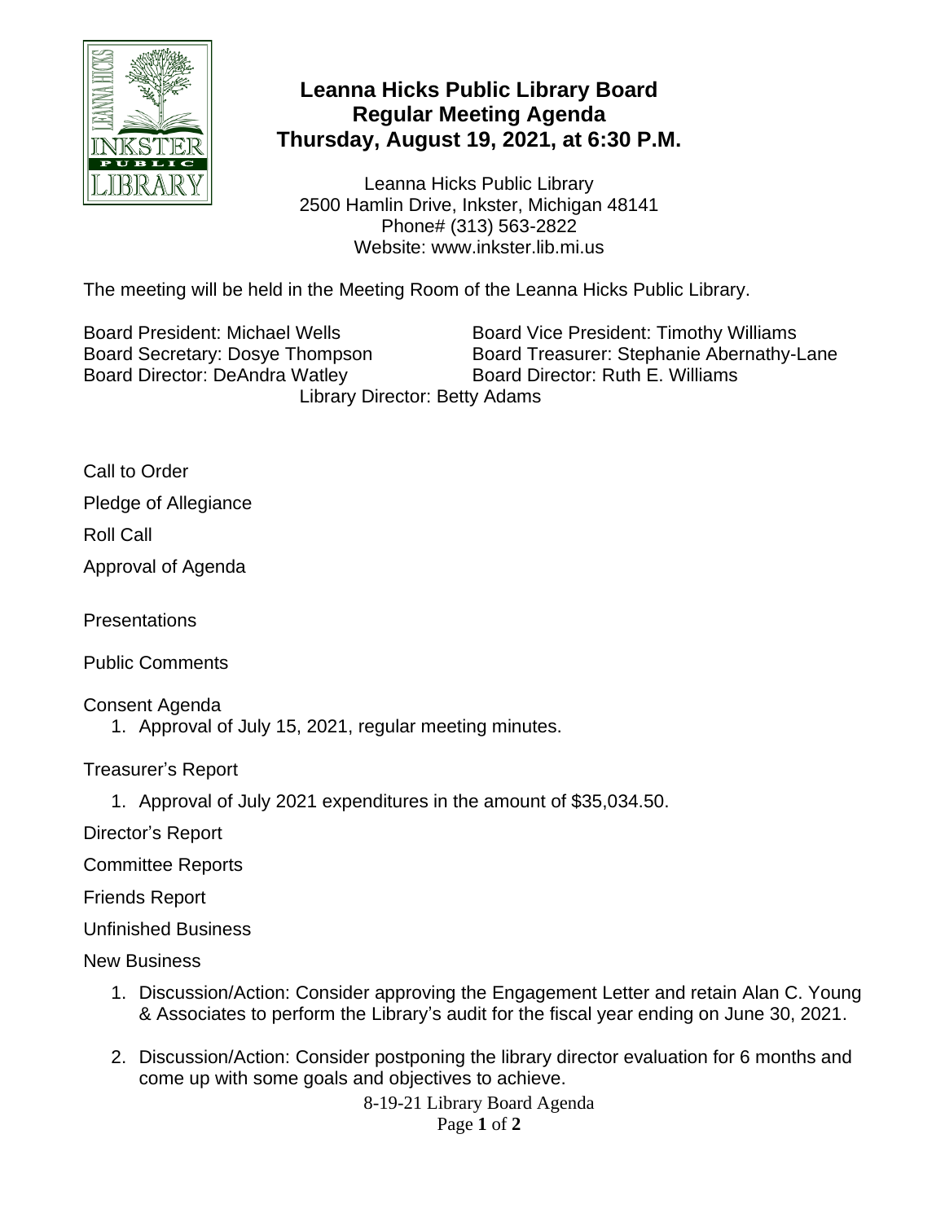# Leanna Hicks Public Library Board
# Regular Meeting Agenda
# Thursday, August 19, 2021, at 6:30 P.M.

Leanna Hicks Public Library
2500 Hamlin Drive, Inkster, Michigan 48141
Phone# (313) 563-2822
Website: www.inkster.lib.mi.us

The meeting will be held in the Meeting Room of the Leanna Hicks Public Library.

Board President: Michael Wells
Board Vice President: Timothy Williams
Board Secretary: Dosye Thompson
Board Treasurer: Stephanie Abernathy-Lane
Board Director: DeAndra Watley
Board Director: Ruth E. Williams
Library Director: Betty Adams

Call to Order

Pledge of Allegiance

Roll Call

Approval of Agenda

Presentations

Public Comments

Consent Agenda

1. Approval of July 15, 2021, regular meeting minutes.

Treasurer's Report

1. Approval of July 2021 expenditures in the amount of $35,034.50.

Director's Report

Committee Reports

Friends Report

Unfinished Business

New Business

1. Discussion/Action: Consider approving the Engagement Letter and retain Alan C. Young & Associates to perform the Library's audit for the fiscal year ending on June 30, 2021.
2. Discussion/Action: Consider postponing the library director evaluation for 6 months and come up with some goals and objectives to achieve.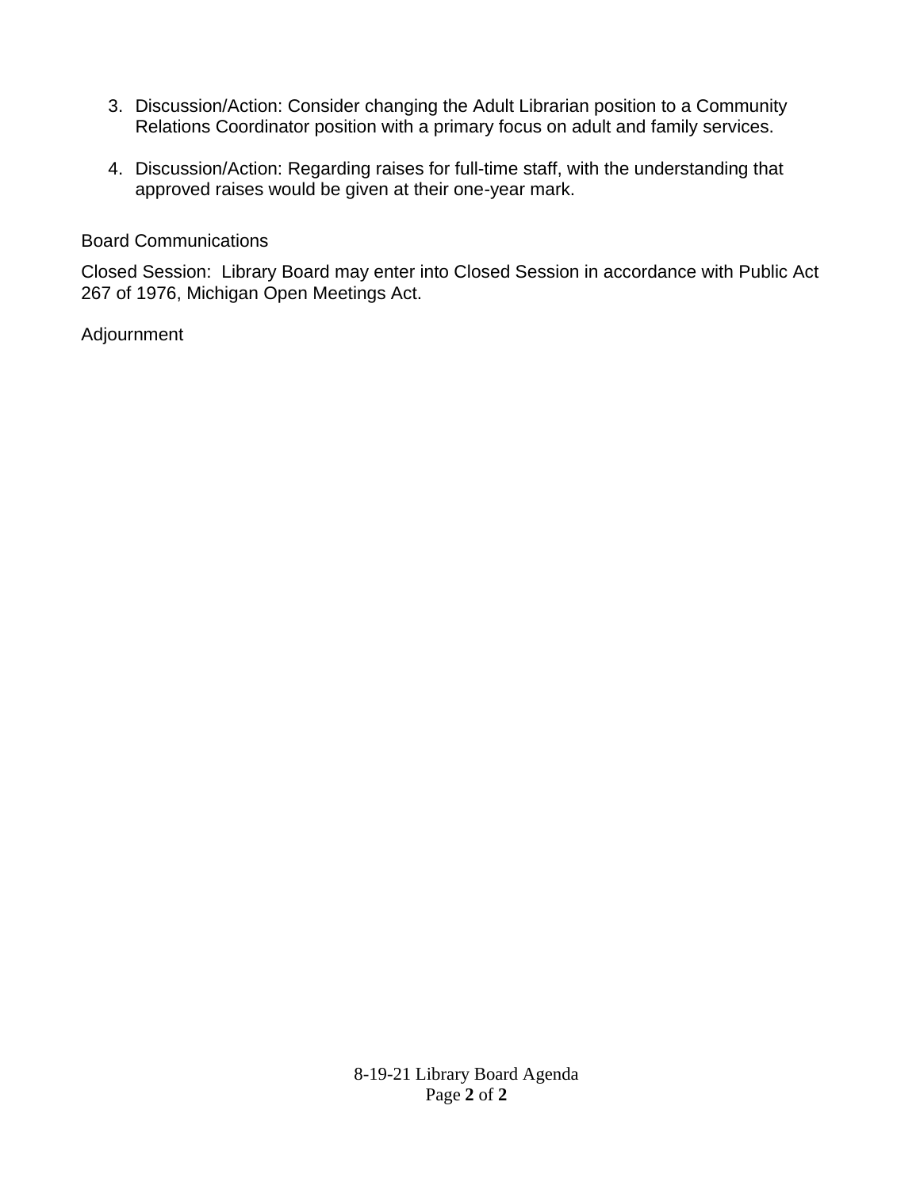3. Discussion/Action: Consider changing the Adult Librarian position to a Community Relations Coordinator position with a primary focus on adult and family services.

4. Discussion/Action: Regarding raises for full-time staff, with the understanding that approved raises would be given at their one-year mark.

Board Communications

Closed Session: Library Board may enter into Closed Session in accordance with Public Act 267 of 1976, Michigan Open Meetings Act.

Adjournment